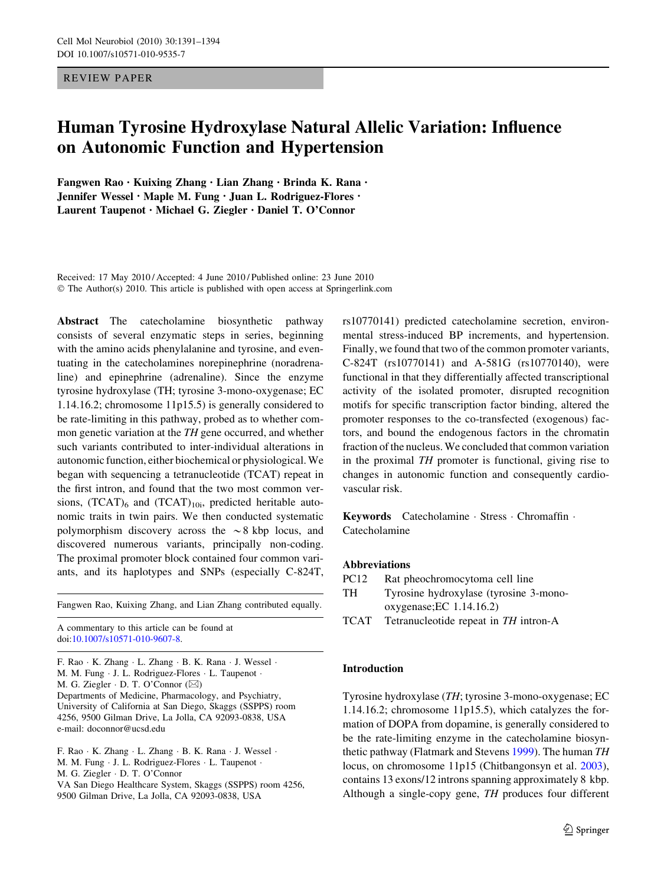REVIEW PAPER

# Human Tyrosine Hydroxylase Natural Allelic Variation: Influence on Autonomic Function and Hypertension

**Fangwen Rao · Kuixing Zhang · Lian Zhang · Brinda K. Rana · Jennifer Wessel · Maple M. Fung · Juan L. Rodriguez-Flores · Laurent Taupenot · Michael G. Ziegler · Daniel T. O'Connor**

Received: 17 May 2010 / Accepted: 4 June 2010 / Published online: 23 June 2010
© The Author(s) 2010. This article is published with open access at Springerlink.com

**Abstract** The catecholamine biosynthetic pathway consists of several enzymatic steps in series, beginning with the amino acids phenylalanine and tyrosine, and eventuating in the catecholamines norepinephrine (noradrenaline) and epinephrine (adrenaline). Since the enzyme tyrosine hydroxylase (TH; tyrosine 3-mono-oxygenase; EC 1.14.16.2; chromosome 11p15.5) is generally considered to be rate-limiting in this pathway, probed as to whether common genetic variation at the *TH* gene occurred, and whether such variants contributed to inter-individual alterations in autonomic function, either biochemical or physiological. We began with sequencing a tetranucleotide (TCAT) repeat in the first intron, and found that the two most common versions, $(TCAT)_6$ and $(TCAT)_{10i}$, predicted heritable autonomic traits in twin pairs. We then conducted systematic polymorphism discovery across the ~8 kbp locus, and discovered numerous variants, principally non-coding. The proximal promoter block contained four common variants, and its haplotypes and SNPs (especially C-824T, rs10770141) predicted catecholamine secretion, environmental stress-induced BP increments, and hypertension. Finally, we found that two of the common promoter variants, C-824T (rs10770141) and A-581G (rs10770140), were functional in that they differentially affected transcriptional activity of the isolated promoter, disrupted recognition motifs for specific transcription factor binding, altered the promoter responses to the co-transfected (exogenous) factors, and bound the endogenous factors in the chromatin fraction of the nucleus. We concluded that common variation in the proximal *TH* promoter is functional, giving rise to changes in autonomic function and consequently cardiovascular risk.

**Keywords** Catecholamine · Stress · Chromaffin · Catecholamine

**Abbreviations**

| | |
|---|---|
| PC12 | Rat pheochromocytoma cell line |
| TH | Tyrosine hydroxylase (tyrosine 3-mono-oxygenase;EC 1.14.16.2) |
| TCAT | Tetranucleotide repeat in *TH* intron-A |

Fangwen Rao, Kuixing Zhang, and Lian Zhang contributed equally.

A commentary to this article can be found at doi:10.1007/s10571-010-9607-8.

F. Rao · K. Zhang · L. Zhang · B. K. Rana · J. Wessel · M. M. Fung · J. L. Rodriguez-Flores · L. Taupenot · M. G. Ziegler · D. T. O'Connor (✉)
Departments of Medicine, Pharmacology, and Psychiatry, University of California at San Diego, Skaggs (SSPPS) room 4256, 9500 Gilman Drive, La Jolla, CA 92093-0838, USA
e-mail: doconnor@ucsd.edu

F. Rao · K. Zhang · L. Zhang · B. K. Rana · J. Wessel · M. M. Fung · J. L. Rodriguez-Flores · L. Taupenot · M. G. Ziegler · D. T. O'Connor
VA San Diego Healthcare System, Skaggs (SSPPS) room 4256, 9500 Gilman Drive, La Jolla, CA 92093-0838, USA

## Introduction

Tyrosine hydroxylase (*TH*; tyrosine 3-mono-oxygenase; EC 1.14.16.2; chromosome 11p15.5), which catalyzes the formation of DOPA from dopamine, is generally considered to be the rate-limiting enzyme in the catecholamine biosynthetic pathway (Flatmark and Stevens 1999). The human *TH* locus, on chromosome 11p15 (Chitbangonsyn et al. 2003), contains 13 exons/12 introns spanning approximately 8 kbp. Although a single-copy gene, *TH* produces four different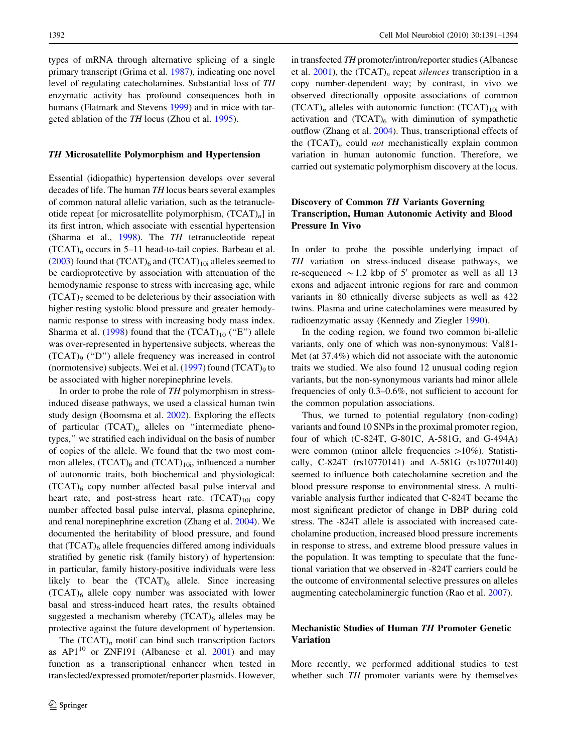types of mRNA through alternative splicing of a single primary transcript (Grima et al. 1987), indicating one novel level of regulating catecholamines. Substantial loss of *TH* enzymatic activity has profound consequences both in humans (Flatmark and Stevens 1999) and in mice with targeted ablation of the *TH* locus (Zhou et al. 1995).

### *TH* Microsatellite Polymorphism and Hypertension

Essential (idiopathic) hypertension develops over several decades of life. The human *TH* locus bears several examples of common natural allelic variation, such as the tetranucleotide repeat [or microsatellite polymorphism, $(TCAT)_n$] in its first intron, which associate with essential hypertension (Sharma et al., 1998). The *TH* tetranucleotide repeat $(TCAT)_n$ occurs in 5–11 head-to-tail copies. Barbeau et al. (2003) found that $(TCAT)_6$ and $(TCAT)_{10i}$ alleles seemed to be cardioprotective by association with attenuation of the hemodynamic response to stress with increasing age, while $(TCAT)_7$ seemed to be deleterious by their association with higher resting systolic blood pressure and greater hemodynamic response to stress with increasing body mass index. Sharma et al. (1998) found that the $(TCAT)_{10}$ ("E") allele was over-represented in hypertensive subjects, whereas the $(TCAT)_9$ ("D") allele frequency was increased in control (normotensive) subjects. Wei et al. (1997) found $(TCAT)_9$ to be associated with higher norepinephrine levels.

In order to probe the role of *TH* polymorphism in stress-induced disease pathways, we used a classical human twin study design (Boomsma et al. 2002). Exploring the effects of particular $(TCAT)_n$ alleles on "intermediate phenotypes," we stratified each individual on the basis of number of copies of the allele. We found that the two most common alleles, $(TCAT)_6$ and $(TCAT)_{10i}$, influenced a number of autonomic traits, both biochemical and physiological: $(TCAT)_6$ copy number affected basal pulse interval and heart rate, and post-stress heart rate. $(TCAT)_{10i}$ copy number affected basal pulse interval, plasma epinephrine, and renal norepinephrine excretion (Zhang et al. 2004). We documented the heritability of blood pressure, and found that $(TCAT)_6$ allele frequencies differed among individuals stratified by genetic risk (family history) of hypertension: in particular, family history-positive individuals were less likely to bear the $(TCAT)_6$ allele. Since increasing $(TCAT)_6$ allele copy number was associated with lower basal and stress-induced heart rates, the results obtained suggested a mechanism whereby $(TCAT)_6$ alleles may be protective against the future development of hypertension.

The $(TCAT)_n$ motif can bind such transcription factors as AP1[10] or ZNF191 (Albanese et al. 2001) and may function as a transcriptional enhancer when tested in transfected/expressed promoter/reporter plasmids. However, in transfected *TH* promoter/intron/reporter studies (Albanese et al. 2001), the $(TCAT)_n$ repeat *silences* transcription in a copy number-dependent way; by contrast, in vivo we observed directionally opposite associations of common $(TCAT)_n$ alleles with autonomic function: $(TCAT)_{10i}$ with activation and $(TCAT)_6$ with diminution of sympathetic outflow (Zhang et al. 2004). Thus, transcriptional effects of the $(TCAT)_n$ could *not* mechanistically explain common variation in human autonomic function. Therefore, we carried out systematic polymorphism discovery at the locus.

### Discovery of Common *TH* Variants Governing Transcription, Human Autonomic Activity and Blood Pressure In Vivo

In order to probe the possible underlying impact of *TH* variation on stress-induced disease pathways, we re-sequenced ~1.2 kbp of 5′ promoter as well as all 13 exons and adjacent intronic regions for rare and common variants in 80 ethnically diverse subjects as well as 422 twins. Plasma and urine catecholamines were measured by radioenzymatic assay (Kennedy and Ziegler 1990).

In the coding region, we found two common bi-allelic variants, only one of which was non-synonymous: Val81-Met (at 37.4%) which did not associate with the autonomic traits we studied. We also found 12 unusual coding region variants, but the non-synonymous variants had minor allele frequencies of only 0.3–0.6%, not sufficient to account for the common population associations.

Thus, we turned to potential regulatory (non-coding) variants and found 10 SNPs in the proximal promoter region, four of which (C-824T, G-801C, A-581G, and G-494A) were common (minor allele frequencies >10%). Statistically, C-824T (rs10770141) and A-581G (rs10770140) seemed to influence both catecholamine secretion and the blood pressure response to environmental stress. A multivariable analysis further indicated that C-824T became the most significant predictor of change in DBP during cold stress. The -824T allele is associated with increased catecholamine production, increased blood pressure increments in response to stress, and extreme blood pressure values in the population. It was tempting to speculate that the functional variation that we observed in -824T carriers could be the outcome of environmental selective pressures on alleles augmenting catecholaminergic function (Rao et al. 2007).

### Mechanistic Studies of Human *TH* Promoter Genetic Variation

More recently, we performed additional studies to test whether such *TH* promoter variants were by themselves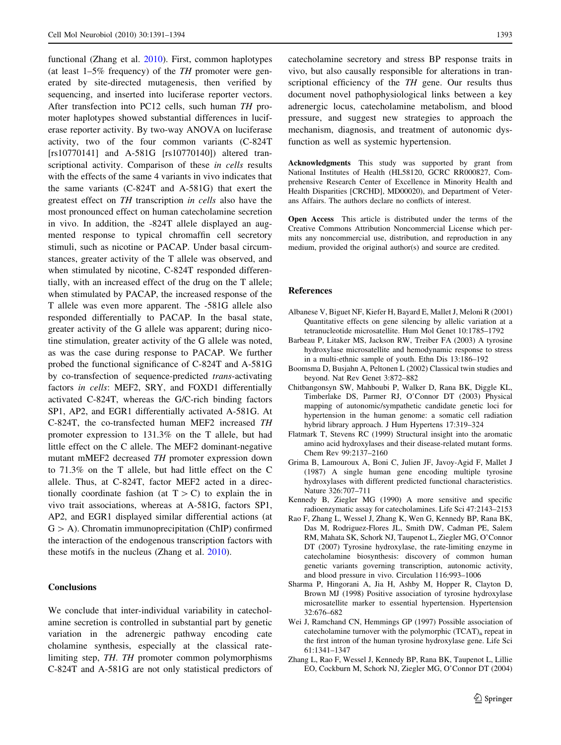functional (Zhang et al. 2010). First, common haplotypes (at least 1–5% frequency) of the *TH* promoter were generated by site-directed mutagenesis, then verified by sequencing, and inserted into luciferase reporter vectors. After transfection into PC12 cells, such human *TH* promoter haplotypes showed substantial differences in luciferase reporter activity. By two-way ANOVA on luciferase activity, two of the four common variants (C-824T [rs10770141] and A-581G [rs10770140]) altered transcriptional activity. Comparison of these *in cells* results with the effects of the same 4 variants in vivo indicates that the same variants (C-824T and A-581G) that exert the greatest effect on *TH* transcription *in cells* also have the most pronounced effect on human catecholamine secretion in vivo. In addition, the -824T allele displayed an augmented response to typical chromaffin cell secretory stimuli, such as nicotine or PACAP. Under basal circumstances, greater activity of the T allele was observed, and when stimulated by nicotine, C-824T responded differentially, with an increased effect of the drug on the T allele; when stimulated by PACAP, the increased response of the T allele was even more apparent. The -581G allele also responded differentially to PACAP. In the basal state, greater activity of the G allele was apparent; during nicotine stimulation, greater activity of the G allele was noted, as was the case during response to PACAP. We further probed the functional significance of C-824T and A-581G by co-transfection of sequence-predicted *trans*-activating factors *in cells*: MEF2, SRY, and FOXD1 differentially activated C-824T, whereas the G/C-rich binding factors SP1, AP2, and EGR1 differentially activated A-581G. At C-824T, the co-transfected human MEF2 increased *TH* promoter expression to 131.3% on the T allele, but had little effect on the C allele. The MEF2 dominant-negative mutant mMEF2 decreased *TH* promoter expression down to 71.3% on the T allele, but had little effect on the C allele. Thus, at C-824T, factor MEF2 acted in a directionally coordinate fashion (at T > C) to explain the in vivo trait associations, whereas at A-581G, factors SP1, AP2, and EGR1 displayed similar differential actions (at G > A). Chromatin immunoprecipitation (ChIP) confirmed the interaction of the endogenous transcription factors with these motifs in the nucleus (Zhang et al. 2010).

## Conclusions

We conclude that inter-individual variability in catecholamine secretion is controlled in substantial part by genetic variation in the adrenergic pathway encoding catecholamine synthesis, especially at the classical rate-limiting step, *TH*. *TH* promoter common polymorphisms C-824T and A-581G are not only statistical predictors of catecholamine secretory and stress BP response traits in vivo, but also causally responsible for alterations in transcriptional efficiency of the *TH* gene. Our results thus document novel pathophysiological links between a key adrenergic locus, catecholamine metabolism, and blood pressure, and suggest new strategies to approach the mechanism, diagnosis, and treatment of autonomic dysfunction as well as systemic hypertension.

**Acknowledgments** This study was supported by grant from National Institutes of Health (HL58120, GCRC RR000827, Comprehensive Research Center of Excellence in Minority Health and Health Disparities [CRCHD], MD00020), and Department of Veterans Affairs. The authors declare no conflicts of interest.

**Open Access** This article is distributed under the terms of the Creative Commons Attribution Noncommercial License which permits any noncommercial use, distribution, and reproduction in any medium, provided the original author(s) and source are credited.

## References

Albanese V, Biguet NF, Kiefer H, Bayard E, Mallet J, Meloni R (2001) Quantitative effects on gene silencing by allelic variation at a tetranucleotide microsatellite. Hum Mol Genet 10:1785–1792

Barbeau P, Litaker MS, Jackson RW, Treiber FA (2003) A tyrosine hydroxylase microsatellite and hemodynamic response to stress in a multi-ethnic sample of youth. Ethn Dis 13:186–192

Boomsma D, Busjahn A, Peltonen L (2002) Classical twin studies and beyond. Nat Rev Genet 3:872–882

Chitbangonsyn SW, Mahboubi P, Walker D, Rana BK, Diggle KL, Timberlake DS, Parmer RJ, O'Connor DT (2003) Physical mapping of autonomic/sympathetic candidate genetic loci for hypertension in the human genome: a somatic cell radiation hybrid library approach. J Hum Hypertens 17:319–324

Flatmark T, Stevens RC (1999) Structural insight into the aromatic amino acid hydroxylases and their disease-related mutant forms. Chem Rev 99:2137–2160

Grima B, Lamouroux A, Boni C, Julien JF, Javoy-Agid F, Mallet J (1987) A single human gene encoding multiple tyrosine hydroxylases with different predicted functional characteristics. Nature 326:707–711

Kennedy B, Ziegler MG (1990) A more sensitive and specific radioenzymatic assay for catecholamines. Life Sci 47:2143–2153

Rao F, Zhang L, Wessel J, Zhang K, Wen G, Kennedy BP, Rana BK, Das M, Rodriguez-Flores JL, Smith DW, Cadman PE, Salem RM, Mahata SK, Schork NJ, Taupenot L, Ziegler MG, O'Connor DT (2007) Tyrosine hydroxylase, the rate-limiting enzyme in catecholamine biosynthesis: discovery of common human genetic variants governing transcription, autonomic activity, and blood pressure in vivo. Circulation 116:993–1006

Sharma P, Hingorani A, Jia H, Ashby M, Hopper R, Clayton D, Brown MJ (1998) Positive association of tyrosine hydroxylase microsatellite marker to essential hypertension. Hypertension 32:676–682

Wei J, Ramchand CN, Hemmings GP (1997) Possible association of catecholamine turnover with the polymorphic $(TCAT)_n$ repeat in the first intron of the human tyrosine hydroxylase gene. Life Sci 61:1341–1347

Zhang L, Rao F, Wessel J, Kennedy BP, Rana BK, Taupenot L, Lillie EO, Cockburn M, Schork NJ, Ziegler MG, O'Connor DT (2004)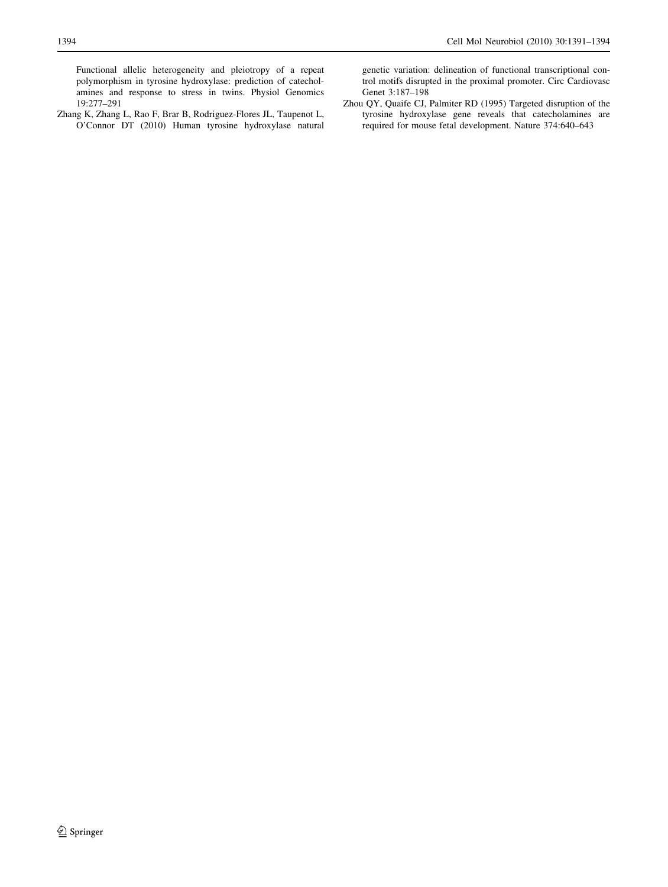Functional allelic heterogeneity and pleiotropy of a repeat polymorphism in tyrosine hydroxylase: prediction of catecholamines and response to stress in twins. Physiol Genomics 19:277–291

Zhang K, Zhang L, Rao F, Brar B, Rodriguez-Flores JL, Taupenot L, O'Connor DT (2010) Human tyrosine hydroxylase natural genetic variation: delineation of functional transcriptional control motifs disrupted in the proximal promoter. Circ Cardiovasc Genet 3:187–198

Zhou QY, Quaife CJ, Palmiter RD (1995) Targeted disruption of the tyrosine hydroxylase gene reveals that catecholamines are required for mouse fetal development. Nature 374:640–643